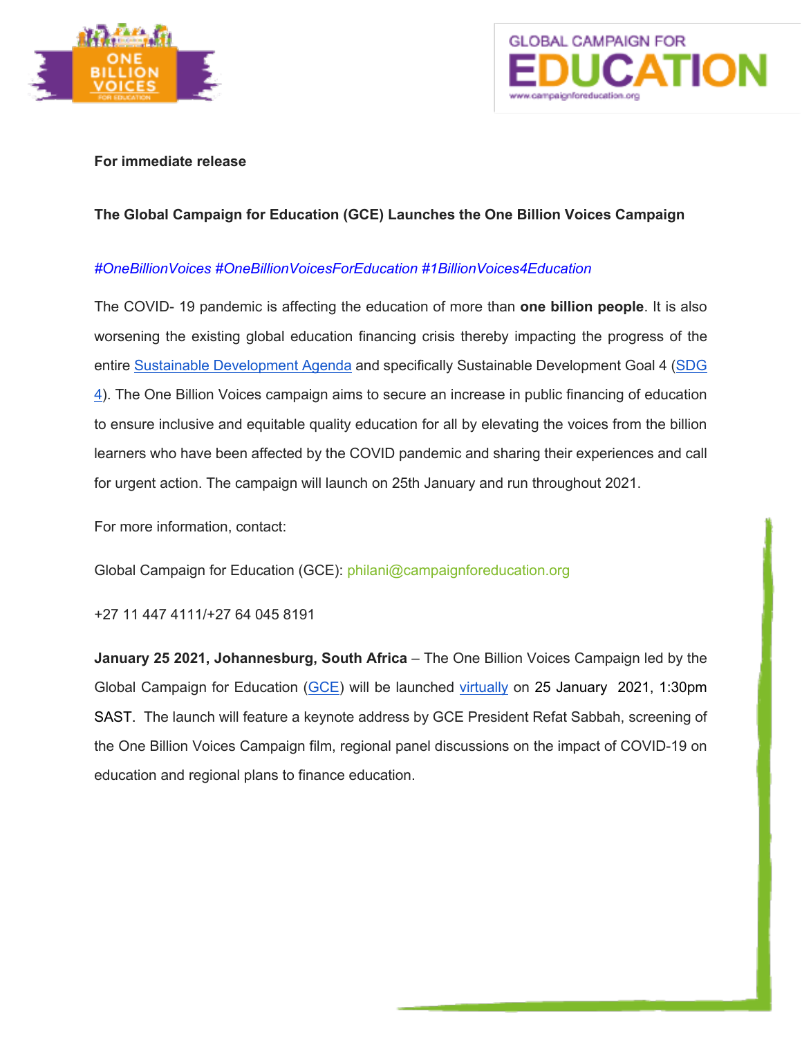**For immediate release**

**The Global Campaign for Education (GCE) Launches the One Billion Voices Campaign**

*#OneBillionVoices #OneBillionVoicesForEducation #1BillionVoices4Education*

The COVID- 19 pandemic is affecting the education of more than **one billion people**. It is also worsening the existing global education financing crisis thereby impacting the progress of the entire Sustainable Development Agenda and specifically Sustainable Development Goal 4 (SDG 4). The One Billion Voices campaign aims to secure an increase in public financing of education to ensure inclusive and equitable quality education for all by elevating the voices from the billion learners who have been affected by the COVID pandemic and sharing their experiences and call for urgent action. The campaign will launch on 25th January and run throughout 2021.

For more information, contact:

Global Campaign for Education (GCE): philani@campaignforeducation.org

+27 11 447 4111/+27 64 045 8191

**January 25 2021, Johannesburg, South Africa** – The One Billion Voices Campaign led by the Global Campaign for Education (GCE) will be launched virtually on 25 January 2021, 1:30pm SAST. The launch will feature a keynote address by GCE President Refat Sabbah, screening of the One Billion Voices Campaign film, regional panel discussions on the impact of COVID-19 on education and regional plans to finance education.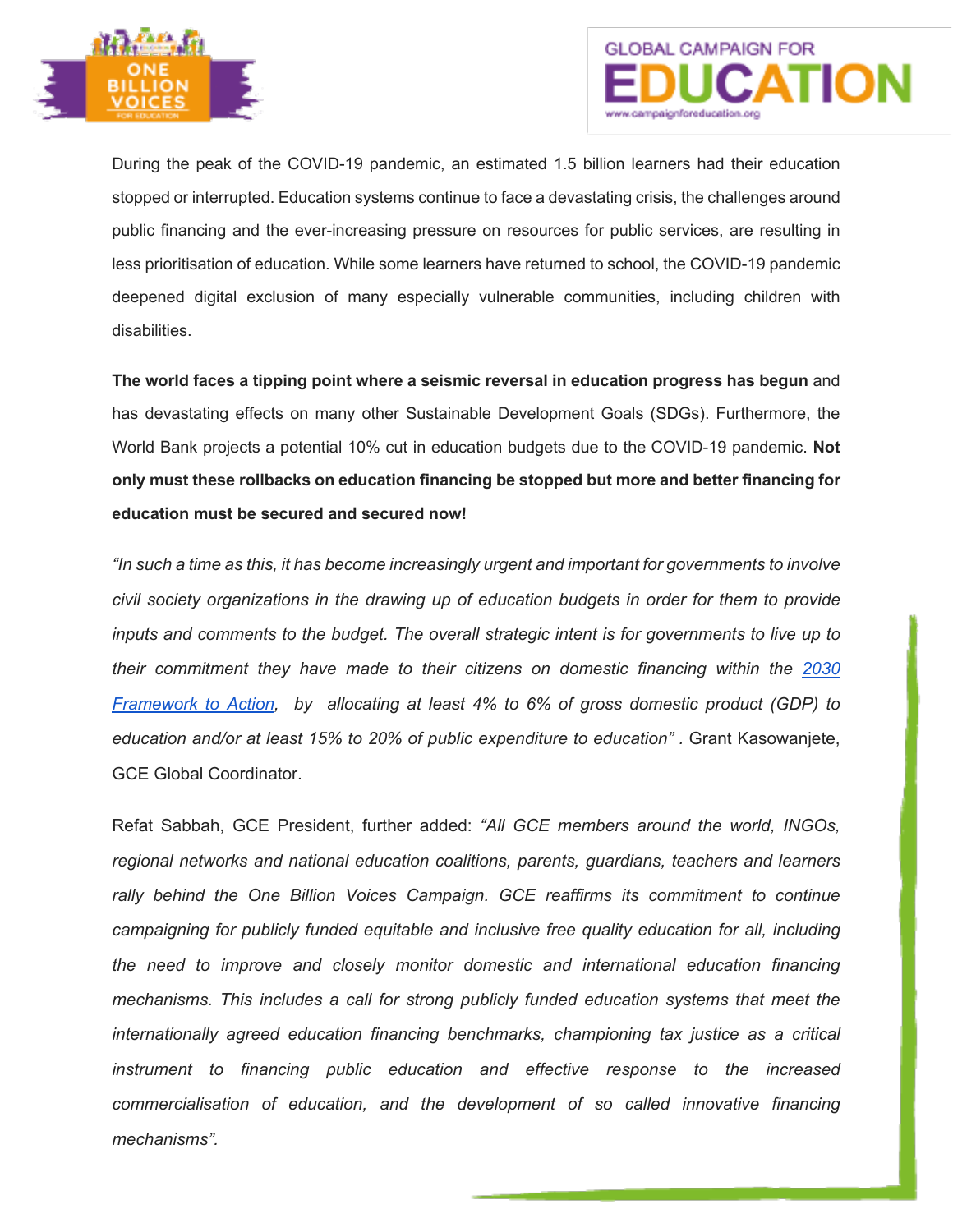During the peak of the COVID-19 pandemic, an estimated 1.5 billion learners had their education stopped or interrupted. Education systems continue to face a devastating crisis, the challenges around public financing and the ever-increasing pressure on resources for public services, are resulting in less prioritisation of education. While some learners have returned to school, the COVID-19 pandemic deepened digital exclusion of many especially vulnerable communities, including children with disabilities.

**The world faces a tipping point where a seismic reversal in education progress has begun** and has devastating effects on many other Sustainable Development Goals (SDGs). Furthermore, the World Bank projects a potential 10% cut in education budgets due to the COVID-19 pandemic. **Not only must these rollbacks on education financing be stopped but more and better financing for education must be secured and secured now!**

*"In such a time as this, it has become increasingly urgent and important for governments to involve civil society organizations in the drawing up of education budgets in order for them to provide inputs and comments to the budget. The overall strategic intent is for governments to live up to their commitment they have made to their citizens on domestic financing within the 2030 Framework to Action, by allocating at least 4% to 6% of gross domestic product (GDP) to education and/or at least 15% to 20% of public expenditure to education"* . Grant Kasowanjete, GCE Global Coordinator.

Refat Sabbah, GCE President, further added: *"All GCE members around the world, INGOs, regional networks and national education coalitions, parents, guardians, teachers and learners rally behind the One Billion Voices Campaign. GCE reaffirms its commitment to continue campaigning for publicly funded equitable and inclusive free quality education for all, including the need to improve and closely monitor domestic and international education financing mechanisms. This includes a call for strong publicly funded education systems that meet the internationally agreed education financing benchmarks, championing tax justice as a critical instrument to financing public education and effective response to the increased commercialisation of education, and the development of so called innovative financing mechanisms".*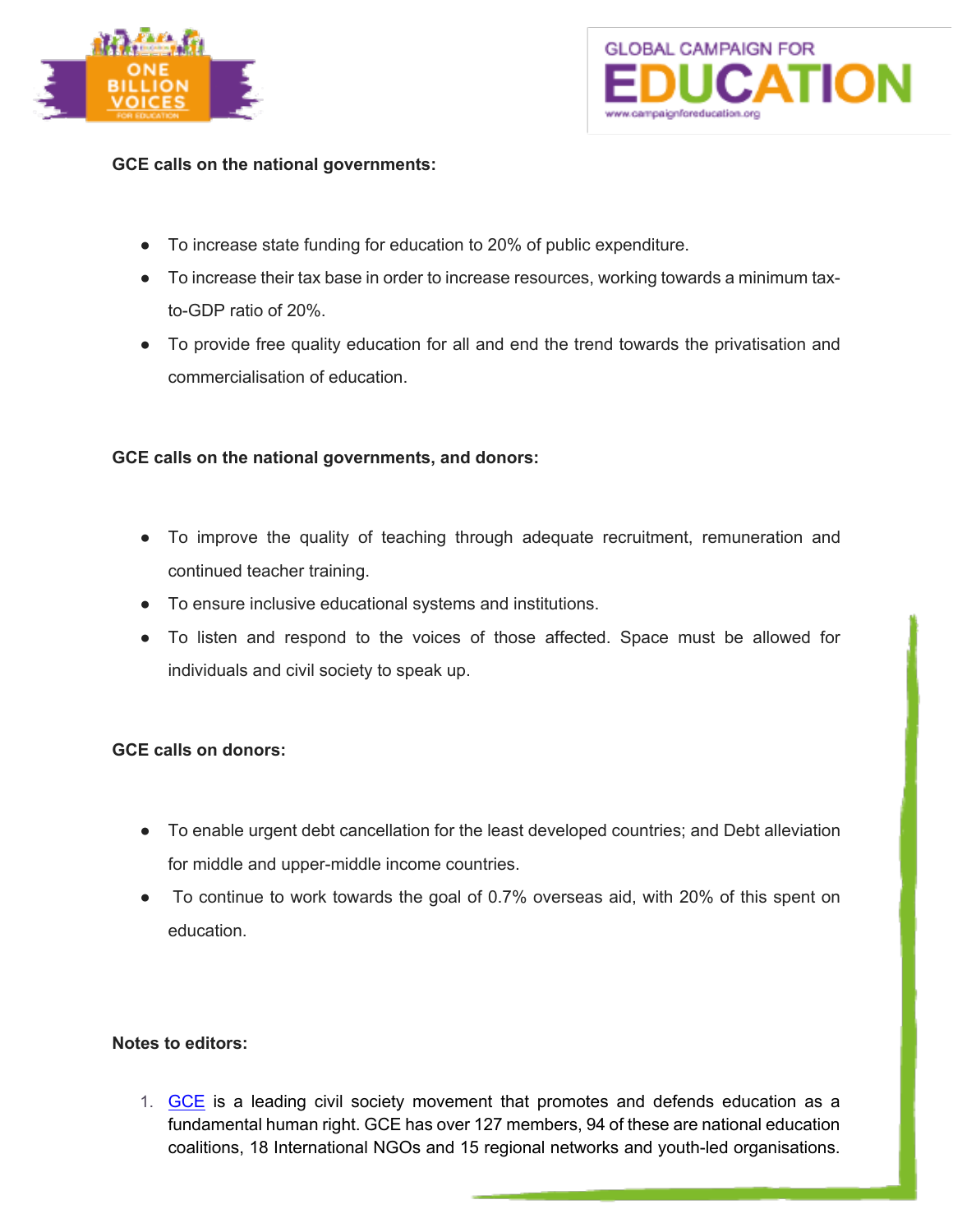**GCE calls on the national governments:**

- To increase state funding for education to 20% of public expenditure.
- To increase their tax base in order to increase resources, working towards a minimum tax-to-GDP ratio of 20%.
- To provide free quality education for all and end the trend towards the privatisation and commercialisation of education.

**GCE calls on the national governments, and donors:**

- To improve the quality of teaching through adequate recruitment, remuneration and continued teacher training.
- To ensure inclusive educational systems and institutions.
- To listen and respond to the voices of those affected. Space must be allowed for individuals and civil society to speak up.

**GCE calls on donors:**

- To enable urgent debt cancellation for the least developed countries; and Debt alleviation for middle and upper-middle income countries.
- To continue to work towards the goal of 0.7% overseas aid, with 20% of this spent on education.

**Notes to editors:**

1. GCE is a leading civil society movement that promotes and defends education as a fundamental human right. GCE has over 127 members, 94 of these are national education coalitions, 18 International NGOs and 15 regional networks and youth-led organisations.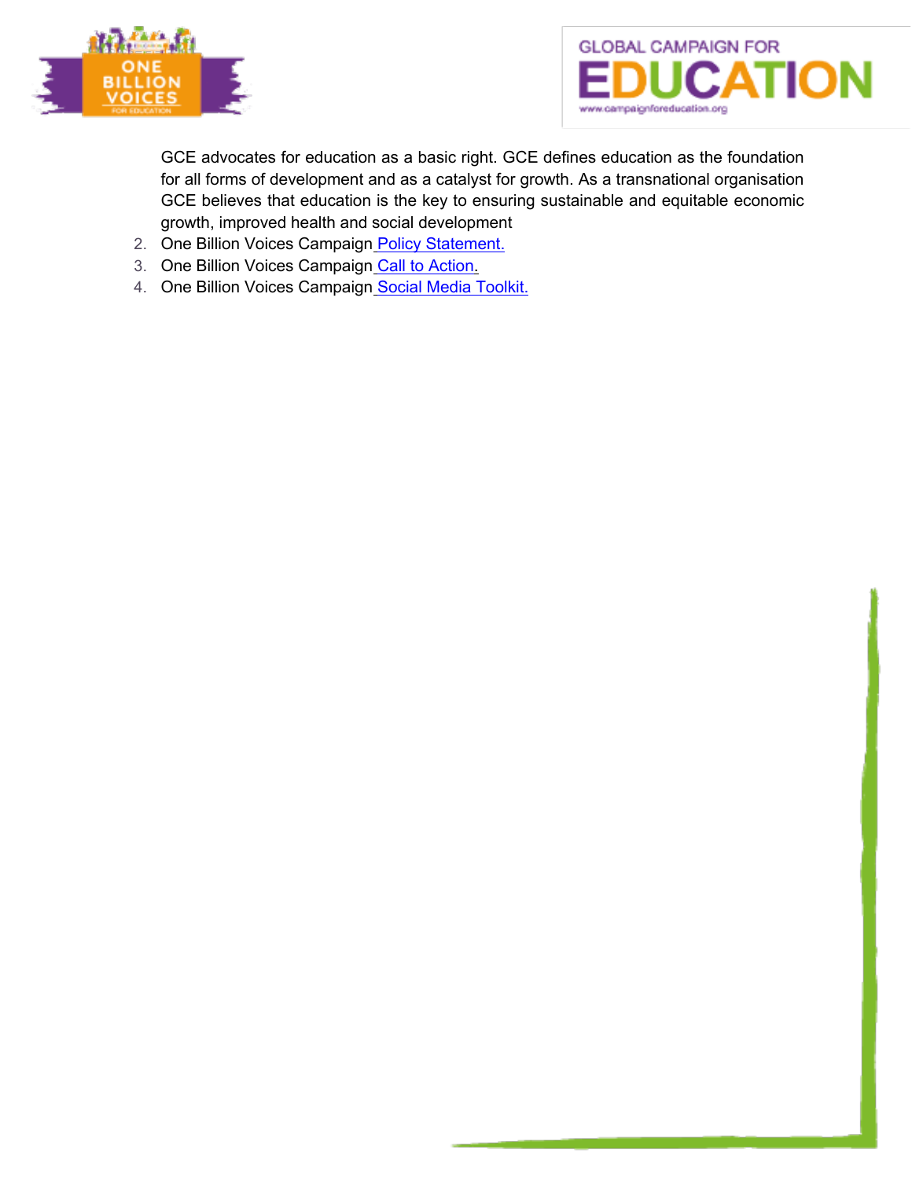GCE advocates for education as a basic right. GCE defines education as the foundation for all forms of development and as a catalyst for growth. As a transnational organisation GCE believes that education is the key to ensuring sustainable and equitable economic growth, improved health and social development

2. One Billion Voices Campaign Policy Statement.
3. One Billion Voices Campaign Call to Action.
4. One Billion Voices Campaign Social Media Toolkit.